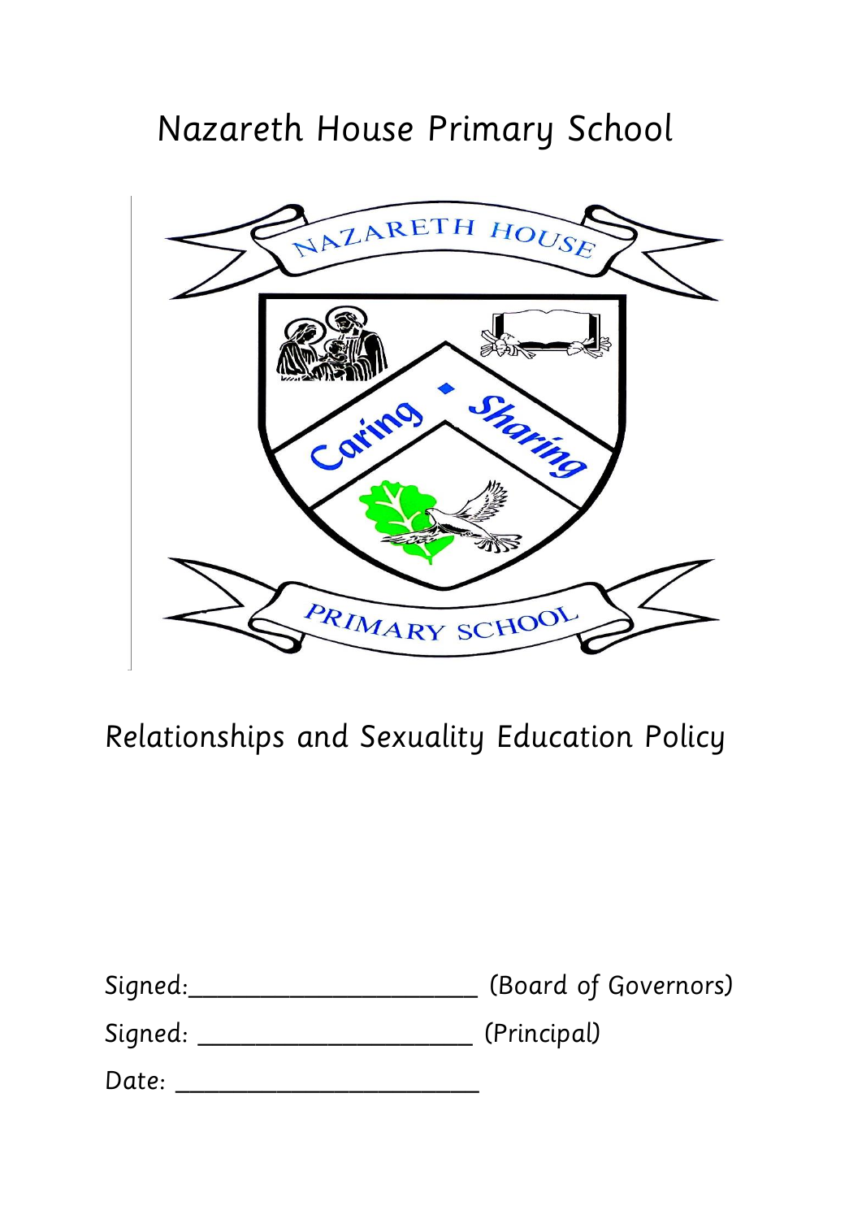# Nazareth House Primary School

## Relationships and Sexuality Education Policy

Signed:______________________ (Board of Governors)

Signed: _____________________ (Principal)

Date: _______________________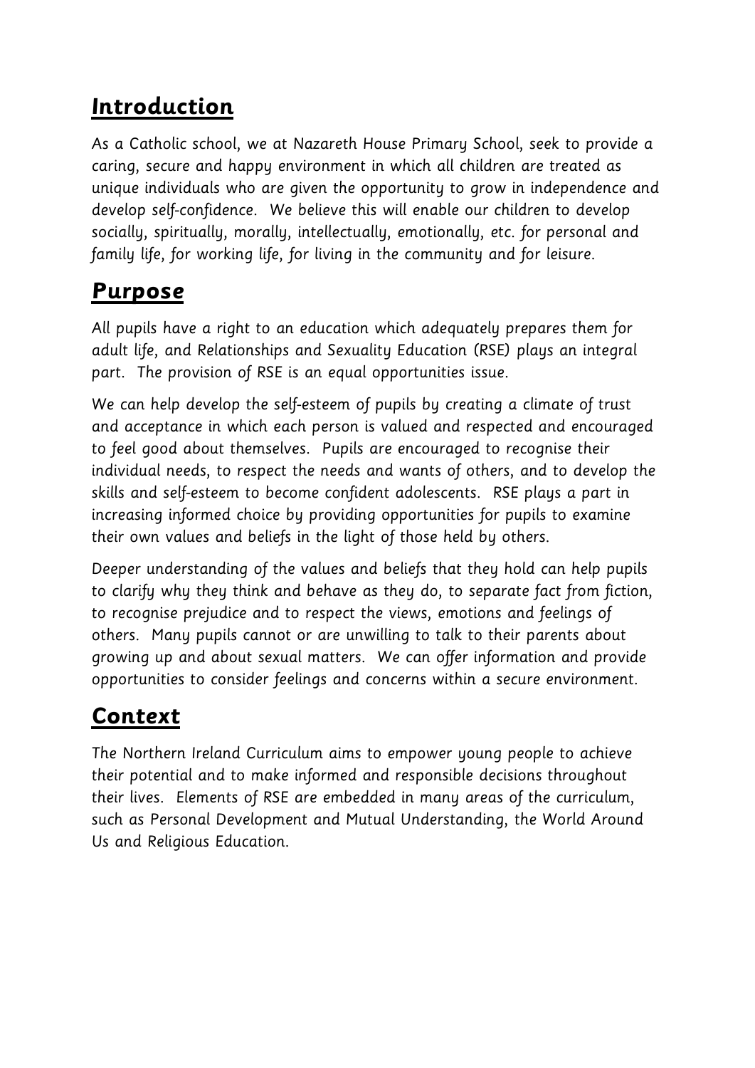## **Introduction**

As a Catholic school, we at Nazareth House Primary School, seek to provide a caring, secure and happy environment in which all children are treated as unique individuals who are given the opportunity to grow in independence and develop self-confidence. We believe this will enable our children to develop socially, spiritually, morally, intellectually, emotionally, etc. for personal and family life, for working life, for living in the community and for leisure.

## **Purpose**

All pupils have a right to an education which adequately prepares them for adult life, and Relationships and Sexuality Education (RSE) plays an integral part. The provision of RSE is an equal opportunities issue.

We can help develop the self-esteem of pupils by creating a climate of trust and acceptance in which each person is valued and respected and encouraged to feel good about themselves. Pupils are encouraged to recognise their individual needs, to respect the needs and wants of others, and to develop the skills and self-esteem to become confident adolescents. RSE plays a part in increasing informed choice by providing opportunities for pupils to examine their own values and beliefs in the light of those held by others.

Deeper understanding of the values and beliefs that they hold can help pupils to clarify why they think and behave as they do, to separate fact from fiction, to recognise prejudice and to respect the views, emotions and feelings of others. Many pupils cannot or are unwilling to talk to their parents about growing up and about sexual matters. We can offer information and provide opportunities to consider feelings and concerns within a secure environment.

## **Context**

The Northern Ireland Curriculum aims to empower young people to achieve their potential and to make informed and responsible decisions throughout their lives. Elements of RSE are embedded in many areas of the curriculum, such as Personal Development and Mutual Understanding, the World Around Us and Religious Education.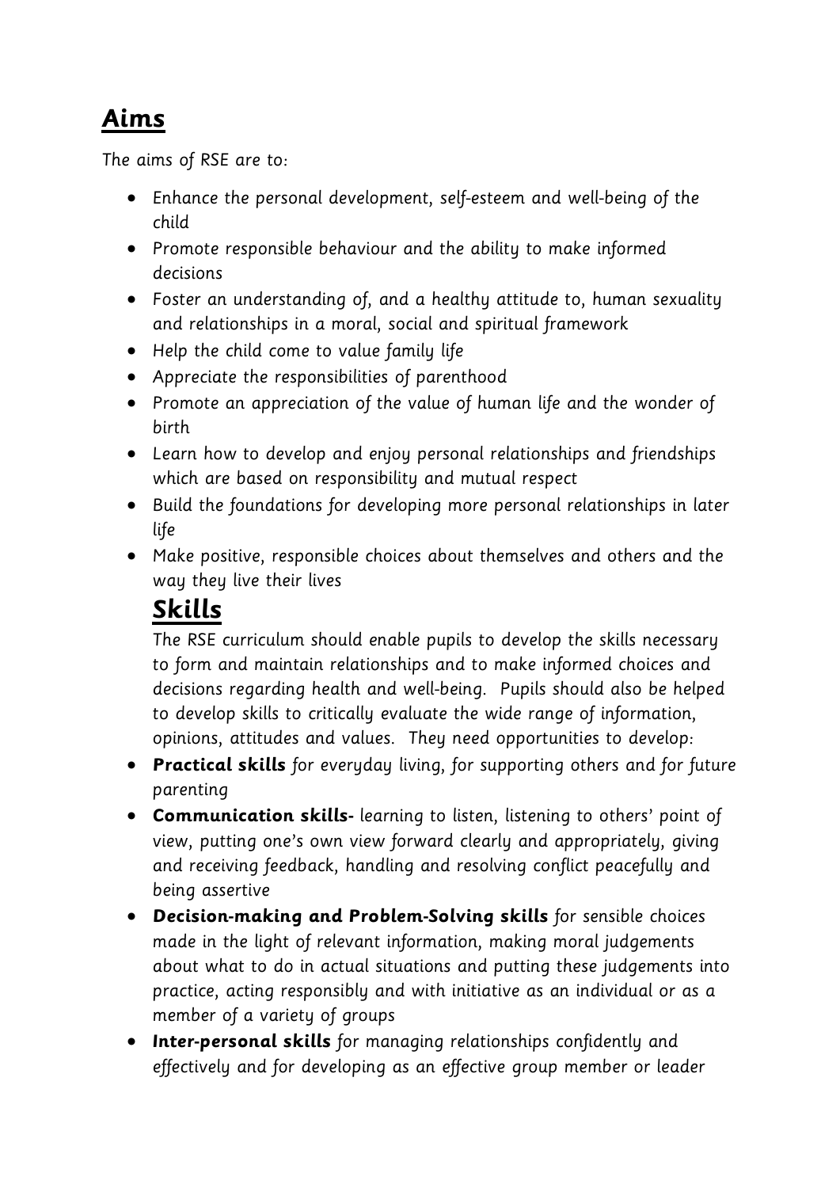## Aims

The aims of RSE are to:

- Enhance the personal development, self-esteem and well-being of the child
- Promote responsible behaviour and the ability to make informed decisions
- Foster an understanding of, and a healthy attitude to, human sexuality and relationships in a moral, social and spiritual framework
- Help the child come to value family life
- Appreciate the responsibilities of parenthood
- Promote an appreciation of the value of human life and the wonder of birth
- Learn how to develop and enjoy personal relationships and friendships which are based on responsibility and mutual respect
- Build the foundations for developing more personal relationships in later life
- Make positive, responsible choices about themselves and others and the way they live their lives

## Skills

The RSE curriculum should enable pupils to develop the skills necessary to form and maintain relationships and to make informed choices and decisions regarding health and well-being. Pupils should also be helped to develop skills to critically evaluate the wide range of information, opinions, attitudes and values. They need opportunities to develop:

- **Practical skills** for everyday living, for supporting others and for future parenting
- **Communication skills-** learning to listen, listening to others' point of view, putting one's own view forward clearly and appropriately, giving and receiving feedback, handling and resolving conflict peacefully and being assertive
- **Decision-making and Problem-Solving skills** for sensible choices made in the light of relevant information, making moral judgements about what to do in actual situations and putting these judgements into practice, acting responsibly and with initiative as an individual or as a member of a variety of groups
- **Inter-personal skills** for managing relationships confidently and effectively and for developing as an effective group member or leader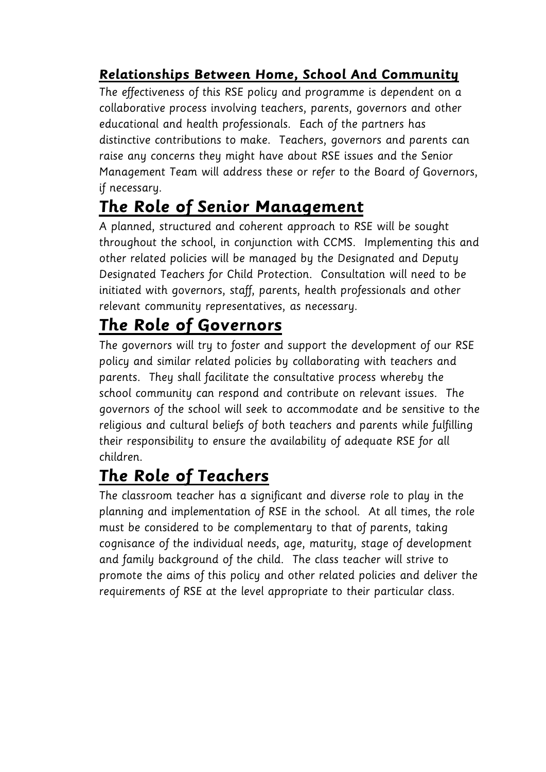### Relationships Between Home, School And Community

The effectiveness of this RSE policy and programme is dependent on a collaborative process involving teachers, parents, governors and other educational and health professionals. Each of the partners has distinctive contributions to make. Teachers, governors and parents can raise any concerns they might have about RSE issues and the Senior Management Team will address these or refer to the Board of Governors, if necessary.

## The Role of Senior Management

A planned, structured and coherent approach to RSE will be sought throughout the school, in conjunction with CCMS. Implementing this and other related policies will be managed by the Designated and Deputy Designated Teachers for Child Protection. Consultation will need to be initiated with governors, staff, parents, health professionals and other relevant community representatives, as necessary.

## The Role of Governors

The governors will try to foster and support the development of our RSE policy and similar related policies by collaborating with teachers and parents. They shall facilitate the consultative process whereby the school community can respond and contribute on relevant issues. The governors of the school will seek to accommodate and be sensitive to the religious and cultural beliefs of both teachers and parents while fulfilling their responsibility to ensure the availability of adequate RSE for all children.

## The Role of Teachers

The classroom teacher has a significant and diverse role to play in the planning and implementation of RSE in the school. At all times, the role must be considered to be complementary to that of parents, taking cognisance of the individual needs, age, maturity, stage of development and family background of the child. The class teacher will strive to promote the aims of this policy and other related policies and deliver the requirements of RSE at the level appropriate to their particular class.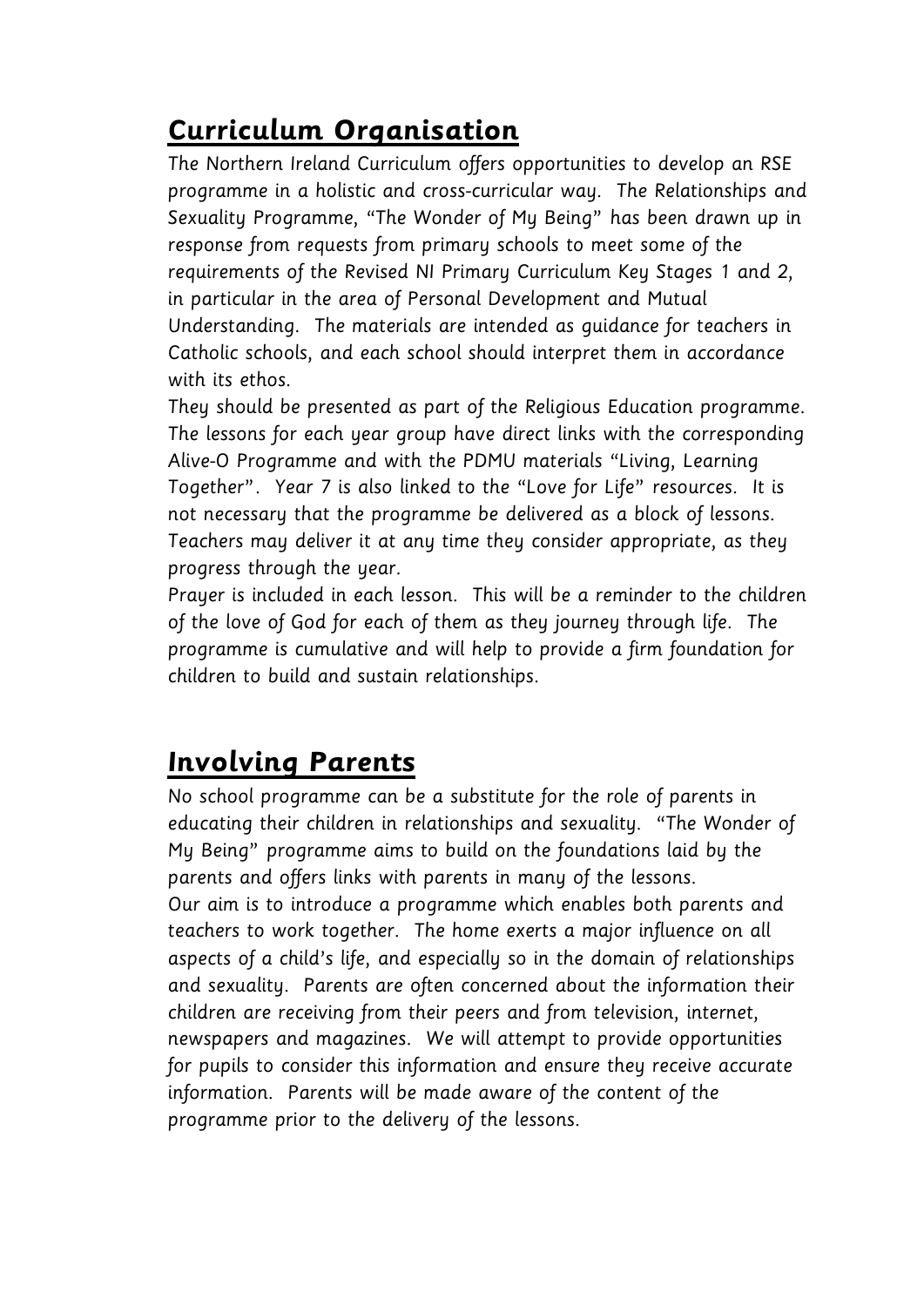## Curriculum Organisation

The Northern Ireland Curriculum offers opportunities to develop an RSE programme in a holistic and cross-curricular way. The Relationships and Sexuality Programme, "The Wonder of My Being" has been drawn up in response from requests from primary schools to meet some of the requirements of the Revised NI Primary Curriculum Key Stages 1 and 2, in particular in the area of Personal Development and Mutual Understanding. The materials are intended as guidance for teachers in Catholic schools, and each school should interpret them in accordance with its ethos.

They should be presented as part of the Religious Education programme. The lessons for each year group have direct links with the corresponding Alive-O Programme and with the PDMU materials "Living, Learning Together". Year 7 is also linked to the "Love for Life" resources. It is not necessary that the programme be delivered as a block of lessons. Teachers may deliver it at any time they consider appropriate, as they progress through the year.

Prayer is included in each lesson. This will be a reminder to the children of the love of God for each of them as they journey through life. The programme is cumulative and will help to provide a firm foundation for children to build and sustain relationships.

## Involving Parents

No school programme can be a substitute for the role of parents in educating their children in relationships and sexuality. "The Wonder of My Being" programme aims to build on the foundations laid by the parents and offers links with parents in many of the lessons.

Our aim is to introduce a programme which enables both parents and teachers to work together. The home exerts a major influence on all aspects of a child's life, and especially so in the domain of relationships and sexuality. Parents are often concerned about the information their children are receiving from their peers and from television, internet, newspapers and magazines. We will attempt to provide opportunities for pupils to consider this information and ensure they receive accurate information. Parents will be made aware of the content of the programme prior to the delivery of the lessons.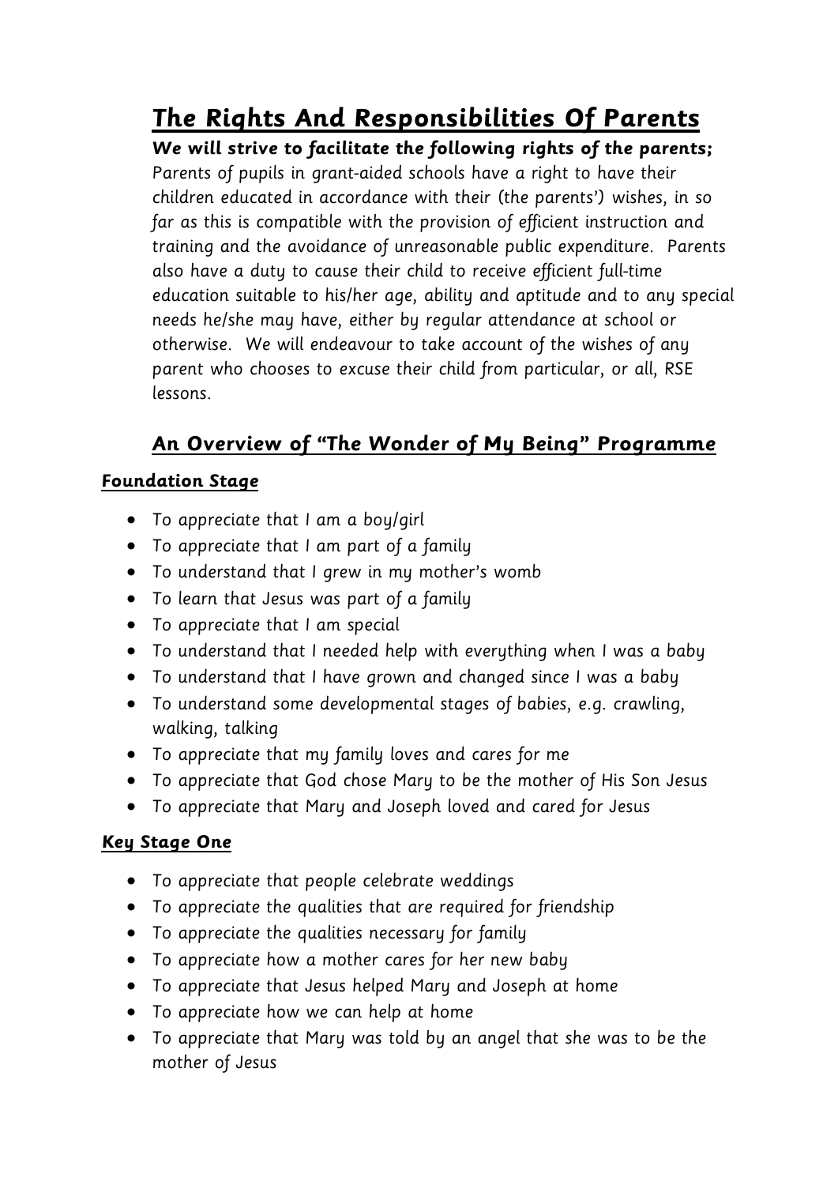# ***The Rights And Responsibilities Of Parents***

***We will strive to facilitate the following rights of the parents;***

*Parents of pupils in grant-aided schools have a right to have their children educated in accordance with their (the parents') wishes, in so far as this is compatible with the provision of efficient instruction and training and the avoidance of unreasonable public expenditure. Parents also have a duty to cause their child to receive efficient full-time education suitable to his/her age, ability and aptitude and to any special needs he/she may have, either by regular attendance at school or otherwise. We will endeavour to take account of the wishes of any parent who chooses to excuse their child from particular, or all, RSE lessons.*

## ***An Overview of "The Wonder of My Being" Programme***

### ***Foundation Stage***

- *To appreciate that I am a boy/girl*
- *To appreciate that I am part of a family*
- *To understand that I grew in my mother's womb*
- *To learn that Jesus was part of a family*
- *To appreciate that I am special*
- *To understand that I needed help with everything when I was a baby*
- *To understand that I have grown and changed since I was a baby*
- *To understand some developmental stages of babies, e.g. crawling, walking, talking*
- *To appreciate that my family loves and cares for me*
- *To appreciate that God chose Mary to be the mother of His Son Jesus*
- *To appreciate that Mary and Joseph loved and cared for Jesus*

### ***Key Stage One***

- *To appreciate that people celebrate weddings*
- *To appreciate the qualities that are required for friendship*
- *To appreciate the qualities necessary for family*
- *To appreciate how a mother cares for her new baby*
- *To appreciate that Jesus helped Mary and Joseph at home*
- *To appreciate how we can help at home*
- *To appreciate that Mary was told by an angel that she was to be the mother of Jesus*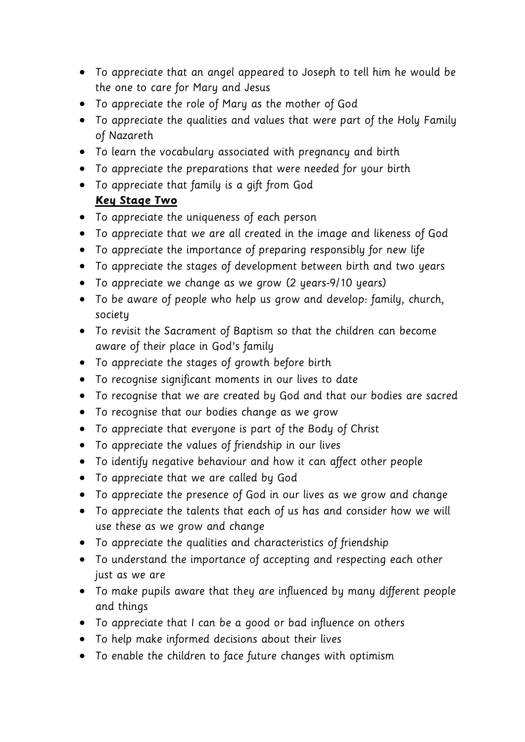- To appreciate that an angel appeared to Joseph to tell him he would be the one to care for Mary and Jesus
- To appreciate the role of Mary as the mother of God
- To appreciate the qualities and values that were part of the Holy Family of Nazareth
- To learn the vocabulary associated with pregnancy and birth
- To appreciate the preparations that were needed for your birth
- To appreciate that family is a gift from God

**Key Stage Two**

- To appreciate the uniqueness of each person
- To appreciate that we are all created in the image and likeness of God
- To appreciate the importance of preparing responsibly for new life
- To appreciate the stages of development between birth and two years
- To appreciate we change as we grow (2 years-9/10 years)
- To be aware of people who help us grow and develop: family, church, society
- To revisit the Sacrament of Baptism so that the children can become aware of their place in God's family
- To appreciate the stages of growth before birth
- To recognise significant moments in our lives to date
- To recognise that we are created by God and that our bodies are sacred
- To recognise that our bodies change as we grow
- To appreciate that everyone is part of the Body of Christ
- To appreciate the values of friendship in our lives
- To identify negative behaviour and how it can affect other people
- To appreciate that we are called by God
- To appreciate the presence of God in our lives as we grow and change
- To appreciate the talents that each of us has and consider how we will use these as we grow and change
- To appreciate the qualities and characteristics of friendship
- To understand the importance of accepting and respecting each other just as we are
- To make pupils aware that they are influenced by many different people and things
- To appreciate that I can be a good or bad influence on others
- To help make informed decisions about their lives
- To enable the children to face future changes with optimism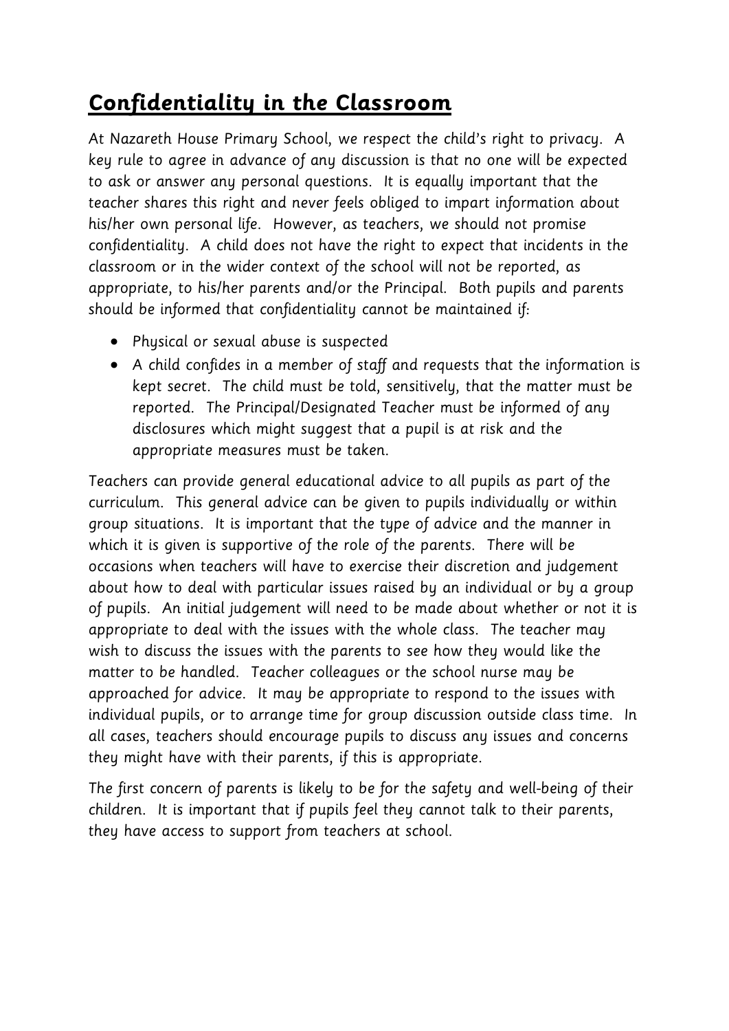## **Confidentiality in the Classroom**

At Nazareth House Primary School, we respect the child's right to privacy. A key rule to agree in advance of any discussion is that no one will be expected to ask or answer any personal questions. It is equally important that the teacher shares this right and never feels obliged to impart information about his/her own personal life. However, as teachers, we should not promise confidentiality. A child does not have the right to expect that incidents in the classroom or in the wider context of the school will not be reported, as appropriate, to his/her parents and/or the Principal. Both pupils and parents should be informed that confidentiality cannot be maintained if:

- Physical or sexual abuse is suspected
- A child confides in a member of staff and requests that the information is kept secret. The child must be told, sensitively, that the matter must be reported. The Principal/Designated Teacher must be informed of any disclosures which might suggest that a pupil is at risk and the appropriate measures must be taken.

Teachers can provide general educational advice to all pupils as part of the curriculum. This general advice can be given to pupils individually or within group situations. It is important that the type of advice and the manner in which it is given is supportive of the role of the parents. There will be occasions when teachers will have to exercise their discretion and judgement about how to deal with particular issues raised by an individual or by a group of pupils. An initial judgement will need to be made about whether or not it is appropriate to deal with the issues with the whole class. The teacher may wish to discuss the issues with the parents to see how they would like the matter to be handled. Teacher colleagues or the school nurse may be approached for advice. It may be appropriate to respond to the issues with individual pupils, or to arrange time for group discussion outside class time. In all cases, teachers should encourage pupils to discuss any issues and concerns they might have with their parents, if this is appropriate.

The first concern of parents is likely to be for the safety and well-being of their children. It is important that if pupils feel they cannot talk to their parents, they have access to support from teachers at school.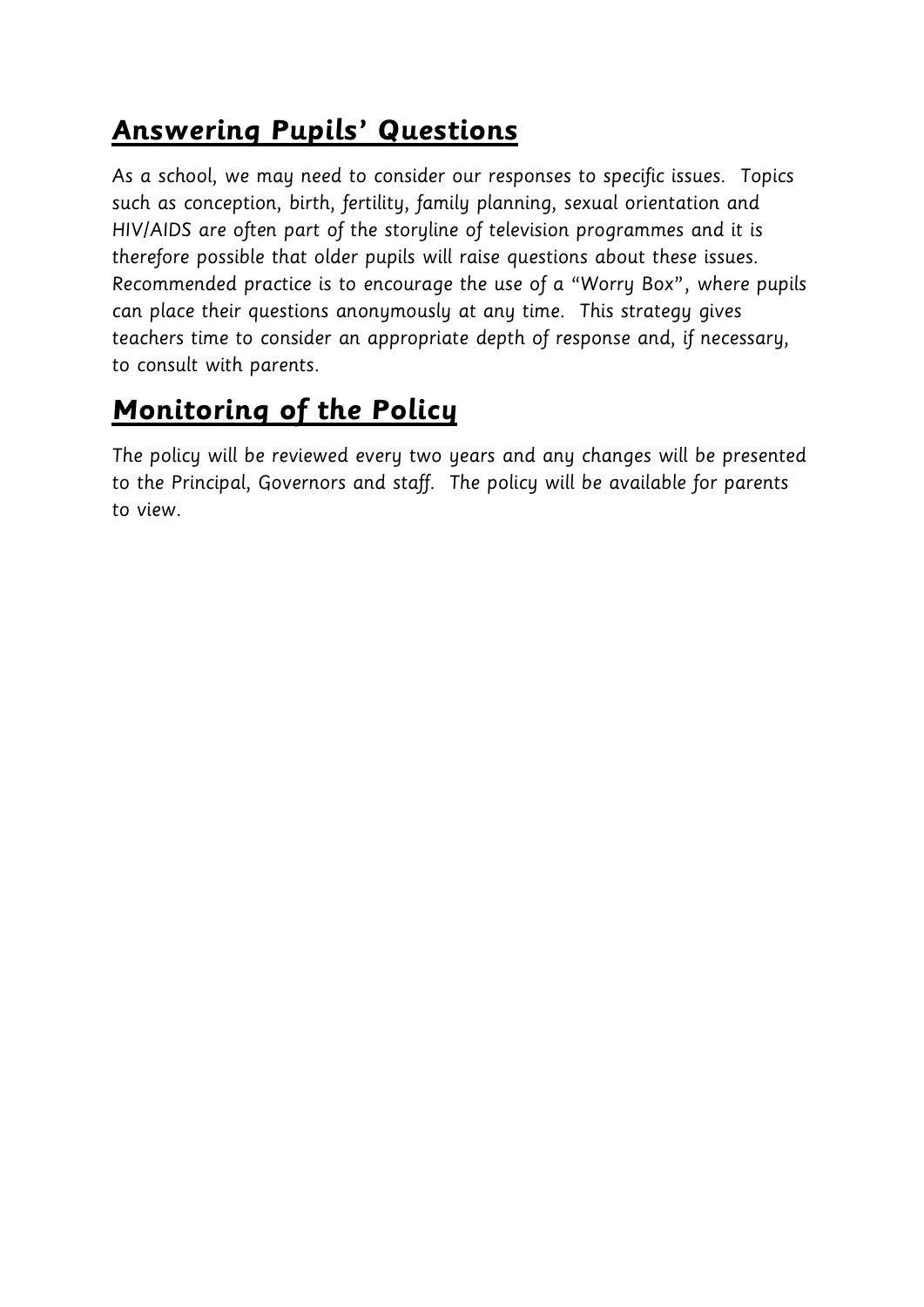## **Answering Pupils' Questions**

As a school, we may need to consider our responses to specific issues. Topics such as conception, birth, fertility, family planning, sexual orientation and HIV/AIDS are often part of the storyline of television programmes and it is therefore possible that older pupils will raise questions about these issues. Recommended practice is to encourage the use of a "Worry Box", where pupils can place their questions anonymously at any time. This strategy gives teachers time to consider an appropriate depth of response and, if necessary, to consult with parents.

## **Monitoring of the Policy**

The policy will be reviewed every two years and any changes will be presented to the Principal, Governors and staff. The policy will be available for parents to view.